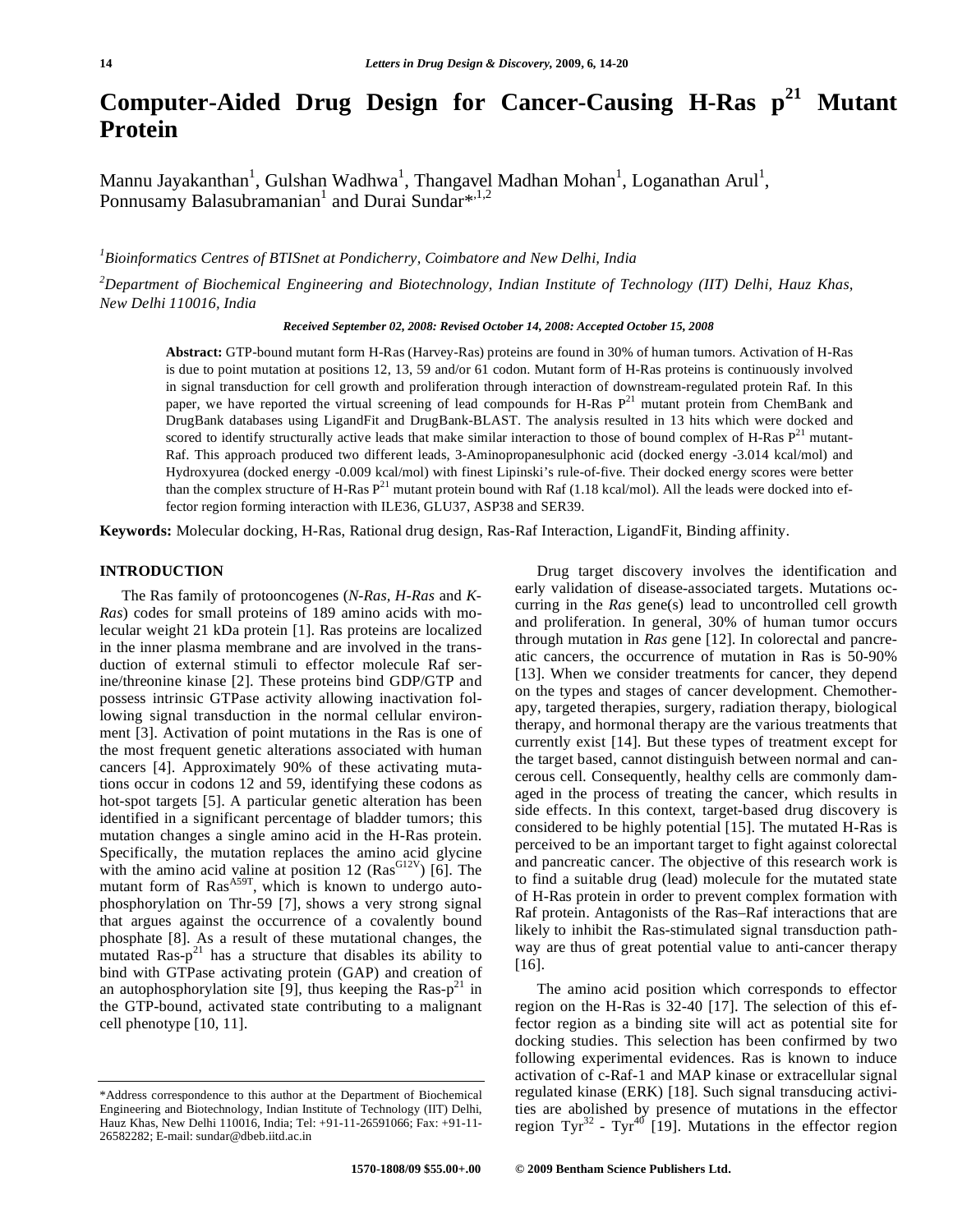# Computer-Aided Drug Design for Cancer-Causing H-Ras $p^{21}$ Mutant Protein

Mannu Jayakanthan[1], Gulshan Wadhwa[1], Thangavel Madhan Mohan[1], Loganathan Arul[1], Ponnusamy Balasubramanian[1] and Durai Sundar*[,1,2]

[1]*Bioinformatics Centres of BTISnet at Pondicherry, Coimbatore and New Delhi, India*

[2]*Department of Biochemical Engineering and Biotechnology, Indian Institute of Technology (IIT) Delhi, Hauz Khas, New Delhi 110016, India*

***Received September 02, 2008: Revised October 14, 2008: Accepted October 15, 2008***

**Abstract:** GTP-bound mutant form H-Ras (Harvey-Ras) proteins are found in 30% of human tumors. Activation of H-Ras is due to point mutation at positions 12, 13, 59 and/or 61 codon. Mutant form of H-Ras proteins is continuously involved in signal transduction for cell growth and proliferation through interaction of downstream-regulated protein Raf. In this paper, we have reported the virtual screening of lead compounds for H-Ras $P^{21}$ mutant protein from ChemBank and DrugBank databases using LigandFit and DrugBank-BLAST. The analysis resulted in 13 hits which were docked and scored to identify structurally active leads that make similar interaction to those of bound complex of H-Ras $P^{21}$ mutant-Raf. This approach produced two different leads, 3-Aminopropanesulphonic acid (docked energy -3.014 kcal/mol) and Hydroxyurea (docked energy -0.009 kcal/mol) with finest Lipinski's rule-of-five. Their docked energy scores were better than the complex structure of H-Ras $P^{21}$ mutant protein bound with Raf (1.18 kcal/mol). All the leads were docked into effector region forming interaction with ILE36, GLU37, ASP38 and SER39.

**Keywords:** Molecular docking, H-Ras, Rational drug design, Ras-Raf Interaction, LigandFit, Binding affinity.

## INTRODUCTION

The Ras family of protooncogenes (*N-Ras, H-Ras* and *K-Ras*) codes for small proteins of 189 amino acids with molecular weight 21 kDa protein [1]. Ras proteins are localized in the inner plasma membrane and are involved in the transduction of external stimuli to effector molecule Raf serine/threonine kinase [2]. These proteins bind GDP/GTP and possess intrinsic GTPase activity allowing inactivation following signal transduction in the normal cellular environment [3]. Activation of point mutations in the Ras is one of the most frequent genetic alterations associated with human cancers [4]. Approximately 90% of these activating mutations occur in codons 12 and 59, identifying these codons as hot-spot targets [5]. A particular genetic alteration has been identified in a significant percentage of bladder tumors; this mutation changes a single amino acid in the H-Ras protein. Specifically, the mutation replaces the amino acid glycine with the amino acid valine at position 12 ($Ras^{G12V}$) [6]. The mutant form of $Ras^{A59T}$, which is known to undergo autophosphorylation on Thr-59 [7], shows a very strong signal that argues against the occurrence of a covalently bound phosphate [8]. As a result of these mutational changes, the mutated Ras-$p^{21}$ has a structure that disables its ability to bind with GTPase activating protein (GAP) and creation of an autophosphorylation site [9], thus keeping the Ras-$p^{21}$ in the GTP-bound, activated state contributing to a malignant cell phenotype [10, 11].

Drug target discovery involves the identification and early validation of disease-associated targets. Mutations occurring in the *Ras* gene(s) lead to uncontrolled cell growth and proliferation. In general, 30% of human tumor occurs through mutation in *Ras* gene [12]. In colorectal and pancreatic cancers, the occurrence of mutation in Ras is 50-90% [13]. When we consider treatments for cancer, they depend on the types and stages of cancer development. Chemotherapy, targeted therapies, surgery, radiation therapy, biological therapy, and hormonal therapy are the various treatments that currently exist [14]. But these types of treatment except for the target based, cannot distinguish between normal and cancerous cell. Consequently, healthy cells are commonly damaged in the process of treating the cancer, which results in side effects. In this context, target-based drug discovery is considered to be highly potential [15]. The mutated H-Ras is perceived to be an important target to fight against colorectal and pancreatic cancer. The objective of this research work is to find a suitable drug (lead) molecule for the mutated state of H-Ras protein in order to prevent complex formation with Raf protein. Antagonists of the Ras–Raf interactions that are likely to inhibit the Ras-stimulated signal transduction pathway are thus of great potential value to anti-cancer therapy [16].

The amino acid position which corresponds to effector region on the H-Ras is 32-40 [17]. The selection of this effector region as a binding site will act as potential site for docking studies. This selection has been confirmed by two following experimental evidences. Ras is known to induce activation of c-Raf-1 and MAP kinase or extracellular signal regulated kinase (ERK) [18]. Such signal transducing activities are abolished by presence of mutations in the effector region $Tyr^{32}$ - $Tyr^{40}$ [19]. Mutations in the effector region

*Address correspondence to this author at the Department of Biochemical Engineering and Biotechnology, Indian Institute of Technology (IIT) Delhi, Hauz Khas, New Delhi 110016, India; Tel: +91-11-26591066; Fax: +91-11-26582282; E-mail: sundar@dbeb.iitd.ac.in

1570-1808/09 $55.00+.00 © 2009 Bentham Science Publishers Ltd.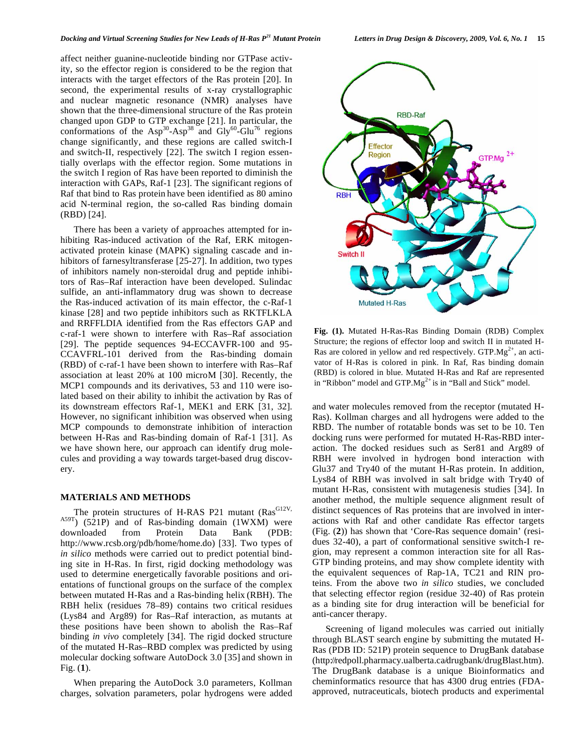affect neither guanine-nucleotide binding nor GTPase activity, so the effector region is considered to be the region that interacts with the target effectors of the Ras protein [20]. In second, the experimental results of x-ray crystallographic and nuclear magnetic resonance (NMR) analyses have shown that the three-dimensional structure of the Ras protein changed upon GDP to GTP exchange [21]. In particular, the conformations of the $Asp^{30}$-$Asp^{38}$ and $Gly^{60}$-$Glu^{76}$ regions change significantly, and these regions are called switch-I and switch-II, respectively [22]. The switch I region essentially overlaps with the effector region. Some mutations in the switch I region of Ras have been reported to diminish the interaction with GAPs, Raf-1 [23]. The significant regions of Raf that bind to Ras protein have been identified as 80 amino acid N-terminal region, the so-called Ras binding domain (RBD) [24].

There has been a variety of approaches attempted for inhibiting Ras-induced activation of the Raf, ERK mitogen-activated protein kinase (MAPK) signaling cascade and inhibitors of farnesyltransferase [25-27]. In addition, two types of inhibitors namely non-steroidal drug and peptide inhibitors of Ras–Raf interaction have been developed. Sulindac sulfide, an anti-inflammatory drug was shown to decrease the Ras-induced activation of its main effector, the c-Raf-1 kinase [28] and two peptide inhibitors such as RKTFLKLA and RRFFLDIA identified from the Ras effectors GAP and c-raf-1 were shown to interfere with Ras–Raf association [29]. The peptide sequences 94-ECCAVFR-100 and 95-CCAVFRL-101 derived from the Ras-binding domain (RBD) of c-raf-1 have been shown to interfere with Ras–Raf association at least 20% at 100 microM [30]. Recently, the MCP1 compounds and its derivatives, 53 and 110 were isolated based on their ability to inhibit the activation by Ras of its downstream effectors Raf-1, MEK1 and ERK [31, 32]. However, no significant inhibition was observed when using MCP compounds to demonstrate inhibition of interaction between H-Ras and Ras-binding domain of Raf-1 [31]. As we have shown here, our approach can identify drug molecules and providing a way towards target-based drug discovery.

## MATERIALS AND METHODS

The protein structures of H-RAS P21 mutant ($Ras^{G12V, A59T}$) (521P) and of Ras-binding domain (1WXM) were downloaded from Protein Data Bank (PDB: http://www.rcsb.org/pdb/home/home.do) [33]. Two types of *in silico* methods were carried out to predict potential binding site in H-Ras. In first, rigid docking methodology was used to determine energetically favorable positions and orientations of functional groups on the surface of the complex between mutated H-Ras and a Ras-binding helix (RBH). The RBH helix (residues 78–89) contains two critical residues (Lys84 and Arg89) for Ras–Raf interaction, as mutants at these positions have been shown to abolish the Ras–Raf binding *in vivo* completely [34]. The rigid docked structure of the mutated H-Ras–RBD complex was predicted by using molecular docking software AutoDock 3.0 [35] and shown in Fig. (**1**).

When preparing the AutoDock 3.0 parameters, Kollman charges, solvation parameters, polar hydrogens were added

**Fig. (1).** Mutated H-Ras-Ras Binding Domain (RDB) Complex Structure; the regions of effector loop and switch II in mutated H-Ras are colored in yellow and red respectively. GTP.$Mg^{2+}$, an activator of H-Ras is colored in pink. In Raf, Ras binding domain (RBD) is colored in blue. Mutated H-Ras and Raf are represented in "Ribbon" model and GTP.$Mg^{2+}$ is in "Ball and Stick" model.

and water molecules removed from the receptor (mutated H-Ras). Kollman charges and all hydrogens were added to the RBD. The number of rotatable bonds was set to be 10. Ten docking runs were performed for mutated H-Ras-RBD interaction. The docked residues such as Ser81 and Arg89 of RBH were involved in hydrogen bond interaction with Glu37 and Try40 of the mutant H-Ras protein. In addition, Lys84 of RBH was involved in salt bridge with Try40 of mutant H-Ras, consistent with mutagenesis studies [34]. In another method, the multiple sequence alignment result of distinct sequences of Ras proteins that are involved in interactions with Raf and other candidate Ras effector targets (Fig. (**2**)) has shown that 'Core-Ras sequence domain' (residues 32-40), a part of conformational sensitive switch-I region, may represent a common interaction site for all Ras-GTP binding proteins, and may show complete identity with the equivalent sequences of Rap-1A, TC21 and RIN proteins. From the above two *in silico* studies, we concluded that selecting effector region (residue 32-40) of Ras protein as a binding site for drug interaction will be beneficial for anti-cancer therapy.

Screening of ligand molecules was carried out initially through BLAST search engine by submitting the mutated H-Ras (PDB ID: 521P) protein sequence to DrugBank database (http://redpoll.pharmacy.ualberta.ca/drugbank/drugBlast.htm). The DrugBank database is a unique Bioinformatics and cheminformatics resource that has 4300 drug entries (FDA-approved, nutraceuticals, biotech products and experimental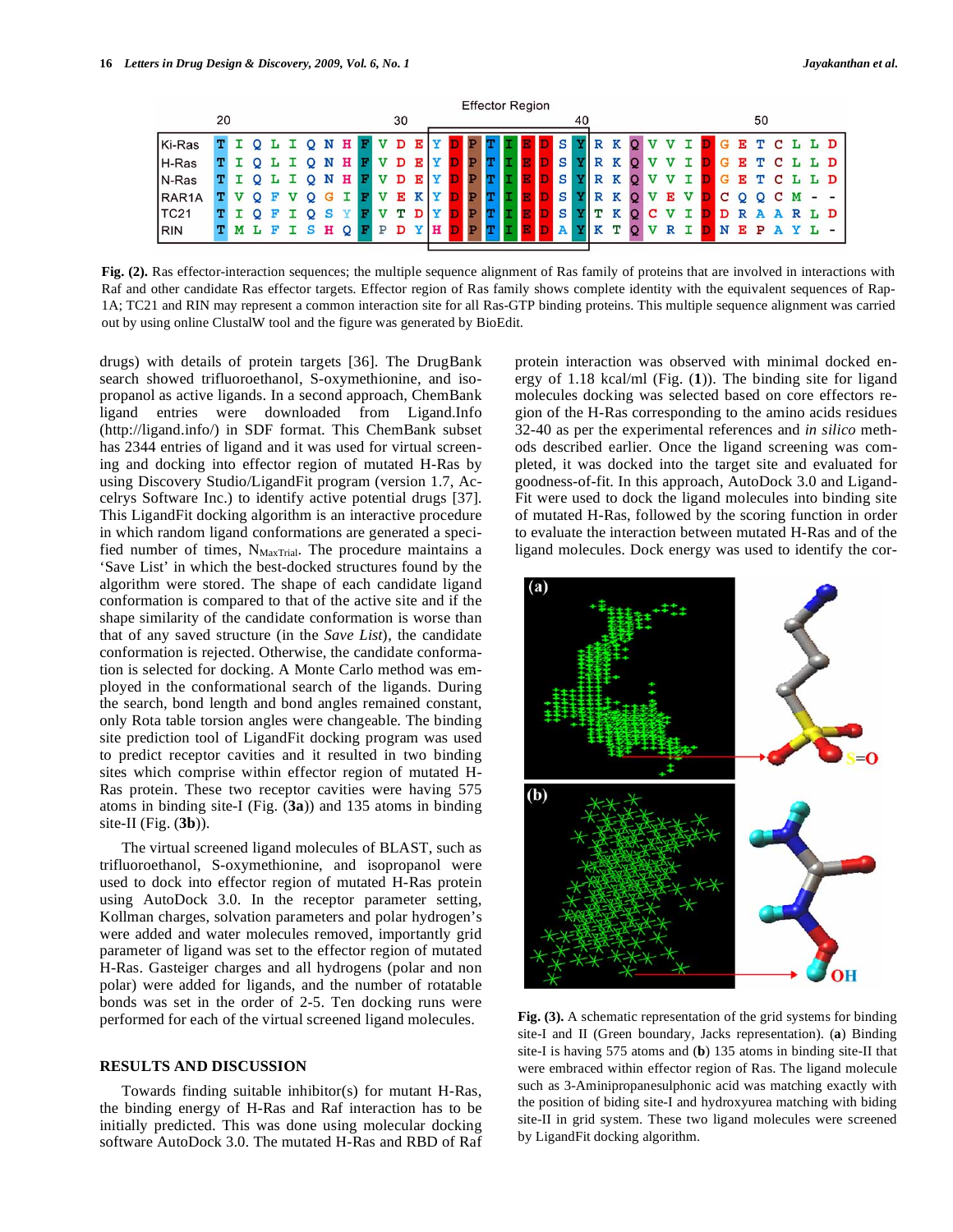Effector Region

| | 20 | | | | | | | | | | 30 | | | | | | | | | | 40 | | | | | | | | | | 50 | | | | |
|---|---|---|---|---|---|---|---|---|---|---|---|---|---|---|---|---|---|---|---|---|---|---|---|---|---|---|---|---|---|---|---|---|---|---|---|
| Ki-Ras | T | I | Q | L | I | Q | N | H | F | V | D | E | Y | D | P | T | I | E | D | S | Y | R | K | Q | V | V | I | D | G | E | T | C | L | L | D |
| H-Ras | T | I | Q | L | I | Q | N | H | F | V | D | E | Y | D | P | T | I | E | D | S | Y | R | K | Q | V | V | I | D | G | E | T | C | L | L | D |
| N-Ras | T | I | Q | L | I | Q | N | H | F | V | D | E | Y | D | P | T | I | E | D | S | Y | R | K | Q | V | V | I | D | G | E | T | C | L | L | D |
| RAR1A | T | V | Q | F | V | Q | G | I | F | V | E | K | Y | D | P | T | I | E | D | S | Y | R | K | Q | V | E | V | D | C | Q | Q | C | M | - | - |
| TC21 | T | I | Q | F | I | Q | S | Y | F | V | T | D | Y | D | P | T | I | E | D | S | Y | T | K | Q | C | V | I | D | D | R | A | A | R | L | D |
| RIN | T | M | L | F | I | S | H | Q | F | P | D | Y | H | D | P | T | I | E | D | A | Y | K | T | Q | V | R | I | D | N | E | P | A | Y | L | - |

**Fig. (2).** Ras effector-interaction sequences; the multiple sequence alignment of Ras family of proteins that are involved in interactions with Raf and other candidate Ras effector targets. Effector region of Ras family shows complete identity with the equivalent sequences of Rap-1A; TC21 and RIN may represent a common interaction site for all Ras-GTP binding proteins. This multiple sequence alignment was carried out by using online ClustalW tool and the figure was generated by BioEdit.

drugs) with details of protein targets [36]. The DrugBank search showed trifluoroethanol, S-oxymethionine, and isopropanol as active ligands. In a second approach, ChemBank ligand entries were downloaded from Ligand.Info (http://ligand.info/) in SDF format. This ChemBank subset has 2344 entries of ligand and it was used for virtual screening and docking into effector region of mutated H-Ras by using Discovery Studio/LigandFit program (version 1.7, Accelrys Software Inc.) to identify active potential drugs [37]. This LigandFit docking algorithm is an interactive procedure in which random ligand conformations are generated a specified number of times, $N_{MaxTrial}$. The procedure maintains a 'Save List' in which the best-docked structures found by the algorithm were stored. The shape of each candidate ligand conformation is compared to that of the active site and if the shape similarity of the candidate conformation is worse than that of any saved structure (in the *Save List*), the candidate conformation is rejected. Otherwise, the candidate conformation is selected for docking. A Monte Carlo method was employed in the conformational search of the ligands. During the search, bond length and bond angles remained constant, only Rota table torsion angles were changeable. The binding site prediction tool of LigandFit docking program was used to predict receptor cavities and it resulted in two binding sites which comprise within effector region of mutated H-Ras protein. These two receptor cavities were having 575 atoms in binding site-I (Fig. (**3a**)) and 135 atoms in binding site-II (Fig. (**3b**)).

The virtual screened ligand molecules of BLAST, such as trifluoroethanol, S-oxymethionine, and isopropanol were used to dock into effector region of mutated H-Ras protein using AutoDock 3.0. In the receptor parameter setting, Kollman charges, solvation parameters and polar hydrogen's were added and water molecules removed, importantly grid parameter of ligand was set to the effector region of mutated H-Ras. Gasteiger charges and all hydrogens (polar and non polar) were added for ligands, and the number of rotatable bonds was set in the order of 2-5. Ten docking runs were performed for each of the virtual screened ligand molecules.

## RESULTS AND DISCUSSION

Towards finding suitable inhibitor(s) for mutant H-Ras, the binding energy of H-Ras and Raf interaction has to be initially predicted. This was done using molecular docking software AutoDock 3.0. The mutated H-Ras and RBD of Raf protein interaction was observed with minimal docked energy of 1.18 kcal/ml (Fig. (**1**)). The binding site for ligand molecules docking was selected based on core effectors region of the H-Ras corresponding to the amino acids residues 32-40 as per the experimental references and *in silico* methods described earlier. Once the ligand screening was completed, it was docked into the target site and evaluated for goodness-of-fit. In this approach, AutoDock 3.0 and LigandFit were used to dock the ligand molecules into binding site of mutated H-Ras, followed by the scoring function in order to evaluate the interaction between mutated H-Ras and of the ligand molecules. Dock energy was used to identify the cor-

**Fig. (3).** A schematic representation of the grid systems for binding site-I and II (Green boundary, Jacks representation). (**a**) Binding site-I is having 575 atoms and (**b**) 135 atoms in binding site-II that were embraced within effector region of Ras. The ligand molecule such as 3-Aminipropanesulphonic acid was matching exactly with the position of biding site-I and hydroxyurea matching with biding site-II in grid system. These two ligand molecules were screened by LigandFit docking algorithm.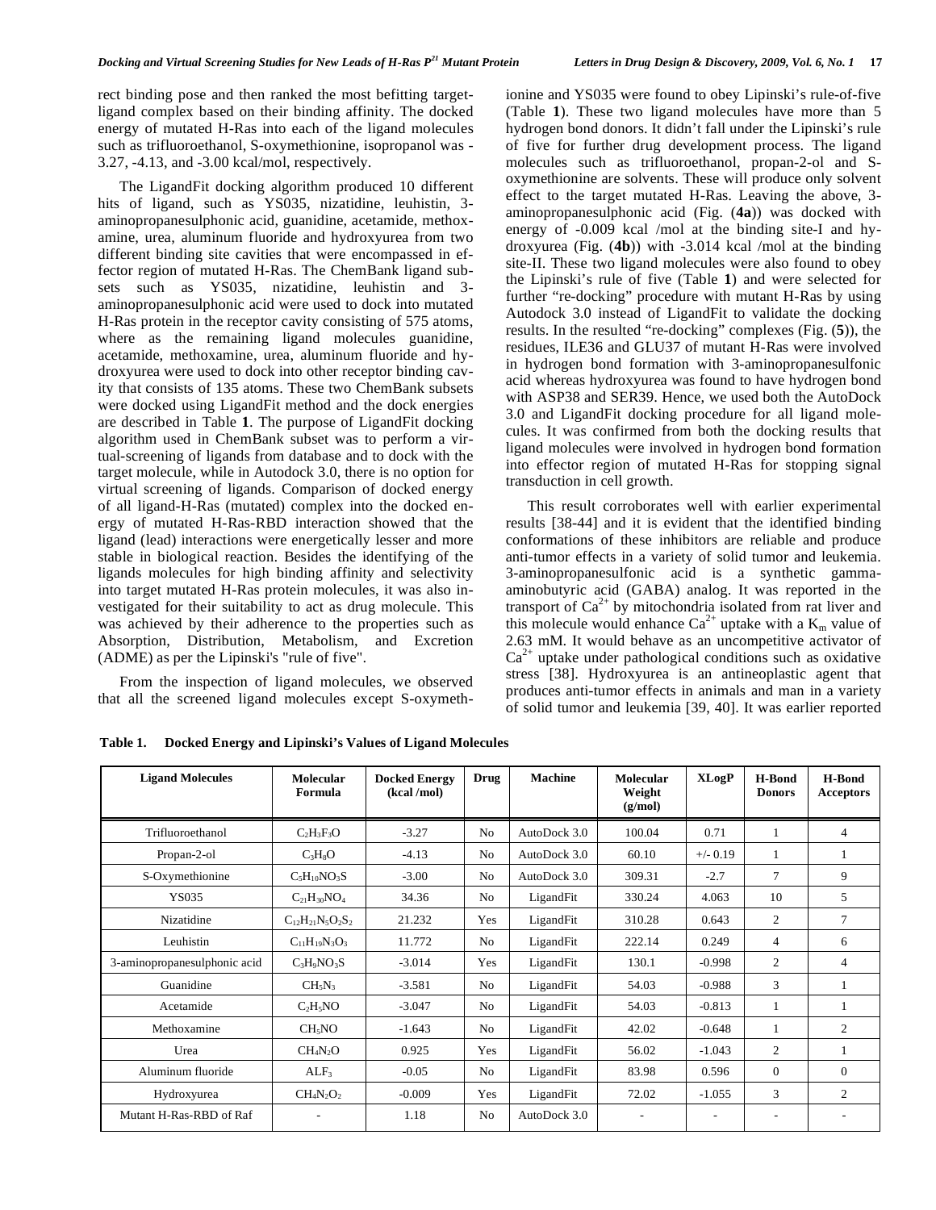rect binding pose and then ranked the most befitting target-ligand complex based on their binding affinity. The docked energy of mutated H-Ras into each of the ligand molecules such as trifluoroethanol, S-oxymethionine, isopropanol was -3.27, -4.13, and -3.00 kcal/mol, respectively.

The LigandFit docking algorithm produced 10 different hits of ligand, such as YS035, nizatidine, leuhistin, 3-aminopropanesulphonic acid, guanidine, acetamide, methoxamine, urea, aluminum fluoride and hydroxyurea from two different binding site cavities that were encompassed in effector region of mutated H-Ras. The ChemBank ligand subsets such as YS035, nizatidine, leuhistin and 3-aminopropanesulphonic acid were used to dock into mutated H-Ras protein in the receptor cavity consisting of 575 atoms, where as the remaining ligand molecules guanidine, acetamide, methoxamine, urea, aluminum fluoride and hydroxyurea were used to dock into other receptor binding cavity that consists of 135 atoms. These two ChemBank subsets were docked using LigandFit method and the dock energies are described in Table **1**. The purpose of LigandFit docking algorithm used in ChemBank subset was to perform a virtual-screening of ligands from database and to dock with the target molecule, while in Autodock 3.0, there is no option for virtual screening of ligands. Comparison of docked energy of all ligand-H-Ras (mutated) complex into the docked energy of mutated H-Ras-RBD interaction showed that the ligand (lead) interactions were energetically lesser and more stable in biological reaction. Besides the identifying of the ligands molecules for high binding affinity and selectivity into target mutated H-Ras protein molecules, it was also investigated for their suitability to act as drug molecule. This was achieved by their adherence to the properties such as Absorption, Distribution, Metabolism, and Excretion (ADME) as per the Lipinski's "rule of five".

From the inspection of ligand molecules, we observed that all the screened ligand molecules except S-oxymethionine and YS035 were found to obey Lipinski's rule-of-five (Table **1**). These two ligand molecules have more than 5 hydrogen bond donors. It didn't fall under the Lipinski's rule of five for further drug development process. The ligand molecules such as trifluoroethanol, propan-2-ol and S-oxymethionine are solvents. These will produce only solvent effect to the target mutated H-Ras. Leaving the above, 3-aminopropanesulphonic acid (Fig. (**4a**)) was docked with energy of -0.009 kcal /mol at the binding site-I and hydroxyurea (Fig. (**4b**)) with -3.014 kcal /mol at the binding site-II. These two ligand molecules were also found to obey the Lipinski's rule of five (Table **1**) and were selected for further "re-docking" procedure with mutant H-Ras by using Autodock 3.0 instead of LigandFit to validate the docking results. In the resulted "re-docking" complexes (Fig. (**5**)), the residues, ILE36 and GLU37 of mutant H-Ras were involved in hydrogen bond formation with 3-aminopropanesulfonic acid whereas hydroxyurea was found to have hydrogen bond with ASP38 and SER39. Hence, we used both the AutoDock 3.0 and LigandFit docking procedure for all ligand molecules. It was confirmed from both the docking results that ligand molecules were involved in hydrogen bond formation into effector region of mutated H-Ras for stopping signal transduction in cell growth.

This result corroborates well with earlier experimental results [38-44] and it is evident that the identified binding conformations of these inhibitors are reliable and produce anti-tumor effects in a variety of solid tumor and leukemia. 3-aminopropanesulfonic acid is a synthetic gamma-aminobutyric acid (GABA) analog. It was reported in the transport of $Ca^{2+}$ by mitochondria isolated from rat liver and this molecule would enhance $Ca^{2+}$ uptake with a $K_m$ value of 2.63 mM. It would behave as an uncompetitive activator of $Ca^{2+}$ uptake under pathological conditions such as oxidative stress [38]. Hydroxyurea is an antineoplastic agent that produces anti-tumor effects in animals and man in a variety of solid tumor and leukemia [39, 40]. It was earlier reported

**Table 1. Docked Energy and Lipinski's Values of Ligand Molecules**

| Ligand Molecules | Molecular Formula | Docked Energy (kcal /mol) | Drug | Machine | Molecular Weight (g/mol) | XLogP | H-Bond Donors | H-Bond Acceptors |
|---|---|---|---|---|---|---|---|---|
| Trifluoroethanol | $C_2H_3F_3O$ | -3.27 | No | AutoDock 3.0 | 100.04 | 0.71 | 1 | 4 |
| Propan-2-ol | $C_3H_8O$ | -4.13 | No | AutoDock 3.0 | 60.10 | +/- 0.19 | 1 | 1 |
| S-Oxymethionine | $C_5H_{10}NO_3S$ | -3.00 | No | AutoDock 3.0 | 309.31 | -2.7 | 7 | 9 |
| YS035 | $C_{21}H_{30}NO_4$ | 34.36 | No | LigandFit | 330.24 | 4.063 | 10 | 5 |
| Nizatidine | $C_{12}H_{21}N_5O_2S_2$ | 21.232 | Yes | LigandFit | 310.28 | 0.643 | 2 | 7 |
| Leuhistin | $C_{11}H_{19}N_3O_3$ | 11.772 | No | LigandFit | 222.14 | 0.249 | 4 | 6 |
| 3-aminopropanesulphonic acid | $C_3H_9NO_3S$ | -3.014 | Yes | LigandFit | 130.1 | -0.998 | 2 | 4 |
| Guanidine | $CH_5N_3$ | -3.581 | No | LigandFit | 54.03 | -0.988 | 3 | 1 |
| Acetamide | $C_2H_5NO$ | -3.047 | No | LigandFit | 54.03 | -0.813 | 1 | 1 |
| Methoxamine | $CH_5NO$ | -1.643 | No | LigandFit | 42.02 | -0.648 | 1 | 2 |
| Urea | $CH_4N_2O$ | 0.925 | Yes | LigandFit | 56.02 | -1.043 | 2 | 1 |
| Aluminum fluoride | $ALF_3$ | -0.05 | No | LigandFit | 83.98 | 0.596 | 0 | 0 |
| Hydroxyurea | $CH_4N_2O_2$ | -0.009 | Yes | LigandFit | 72.02 | -1.055 | 3 | 2 |
| Mutant H-Ras-RBD of Raf | - | 1.18 | No | AutoDock 3.0 | - | - | - | - |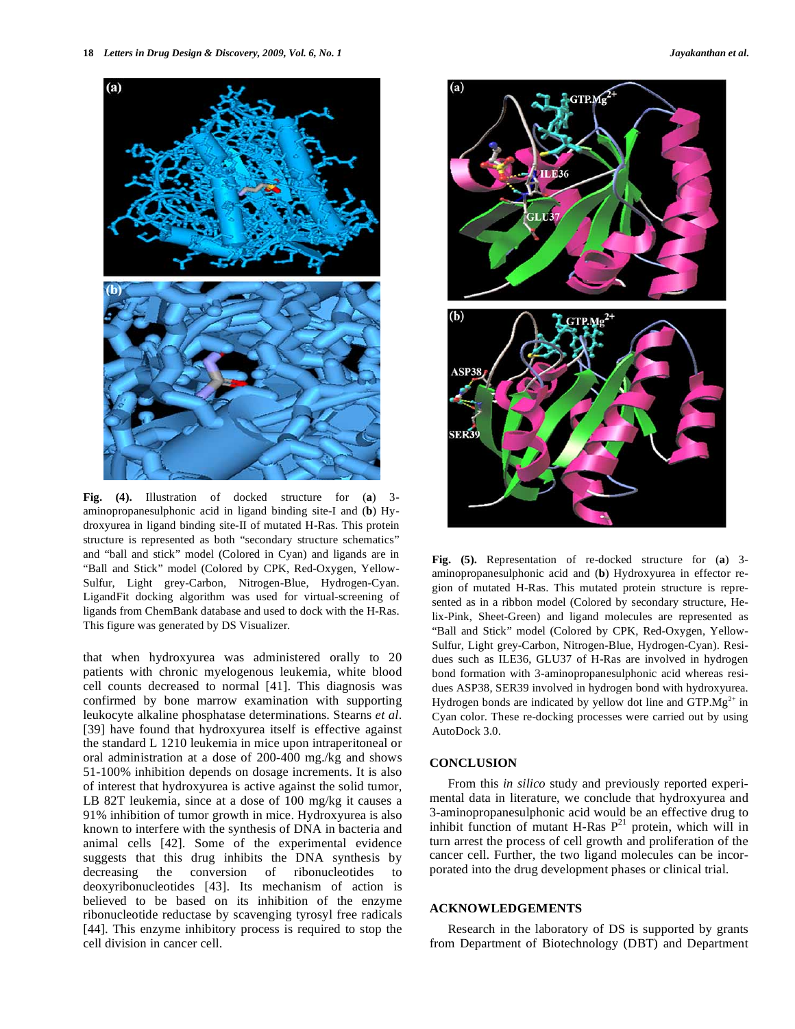Fig. (4). Illustration of docked structure for (**a**) 3-aminopropanesulphonic acid in ligand binding site-I and (**b**) Hydroxyurea in ligand binding site-II of mutated H-Ras. This protein structure is represented as both "secondary structure schematics" and "ball and stick" model (Colored in Cyan) and ligands are in "Ball and Stick" model (Colored by CPK, Red-Oxygen, Yellow-Sulfur, Light grey-Carbon, Nitrogen-Blue, Hydrogen-Cyan. LigandFit docking algorithm was used for virtual-screening of ligands from ChemBank database and used to dock with the H-Ras. This figure was generated by DS Visualizer.

that when hydroxyurea was administered orally to 20 patients with chronic myelogenous leukemia, white blood cell counts decreased to normal [41]. This diagnosis was confirmed by bone marrow examination with supporting leukocyte alkaline phosphatase determinations. Stearns *et al*. [39] have found that hydroxyurea itself is effective against the standard L 1210 leukemia in mice upon intraperitoneal or oral administration at a dose of 200-400 mg./kg and shows 51-100% inhibition depends on dosage increments. It is also of interest that hydroxyurea is active against the solid tumor, LB 82T leukemia, since at a dose of 100 mg/kg it causes a 91% inhibition of tumor growth in mice. Hydroxyurea is also known to interfere with the synthesis of DNA in bacteria and animal cells [42]. Some of the experimental evidence suggests that this drug inhibits the DNA synthesis by decreasing the conversion of ribonucleotides to deoxyribonucleotides [43]. Its mechanism of action is believed to be based on its inhibition of the enzyme ribonucleotide reductase by scavenging tyrosyl free radicals [44]. This enzyme inhibitory process is required to stop the cell division in cancer cell.

Fig. (5). Representation of re-docked structure for (**a**) 3-aminopropanesulphonic acid and (**b**) Hydroxyurea in effector region of mutated H-Ras. This mutated protein structure is represented as in a ribbon model (Colored by secondary structure, Helix-Pink, Sheet-Green) and ligand molecules are represented as "Ball and Stick" model (Colored by CPK, Red-Oxygen, Yellow-Sulfur, Light grey-Carbon, Nitrogen-Blue, Hydrogen-Cyan). Residues such as ILE36, GLU37 of H-Ras are involved in hydrogen bond formation with 3-aminopropanesulphonic acid whereas residues ASP38, SER39 involved in hydrogen bond with hydroxyurea. Hydrogen bonds are indicated by yellow dot line and GTP.$Mg^{2+}$ in Cyan color. These re-docking processes were carried out by using AutoDock 3.0.

## CONCLUSION

From this *in silico* study and previously reported experimental data in literature, we conclude that hydroxyurea and 3-aminopropanesulphonic acid would be an effective drug to inhibit function of mutant H-Ras $P^{21}$ protein, which will in turn arrest the process of cell growth and proliferation of the cancer cell. Further, the two ligand molecules can be incorporated into the drug development phases or clinical trial.

## ACKNOWLEDGEMENTS

Research in the laboratory of DS is supported by grants from Department of Biotechnology (DBT) and Department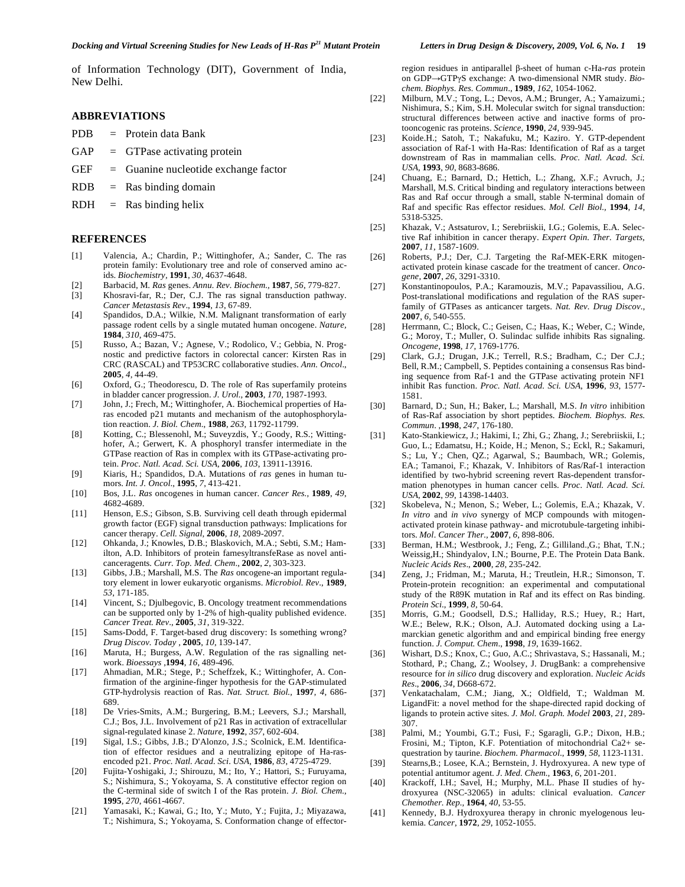of Information Technology (DIT), Government of India, New Delhi.

## ABBREVIATIONS

PDB = Protein data Bank

GAP = GTPase activating protein

GEF = Guanine nucleotide exchange factor

RDB = Ras binding domain

RDH = Ras binding helix

## REFERENCES

[1] Valencia, A.; Chardin, P.; Wittinghofer, A.; Sander, C. The ras protein family: Evolutionary tree and role of conserved amino acids. *Biochemistry*, **1991**, *30*, 4637-4648.

[2] Barbacid, M. *Ras* genes. *Annu. Rev. Biochem.*, **1987**, *56*, 779-827.

[3] Khosravi-far, R.; Der, C.J. The ras signal transduction pathway. *Cancer Metastasis Rev*., **1994**, *13*, 67-89.

[4] Spandidos, D.A.; Wilkie, N.M. Malignant transformation of early passage rodent cells by a single mutated human oncogene. *Nature*, **1984**, *310*, 469-475.

[5] Russo, A.; Bazan, V.; Agnese, V.; Rodolico, V.; Gebbia, N. Prognostic and predictive factors in colorectal cancer: Kirsten Ras in CRC (RASCAL) and TP53CRC collaborative studies. *Ann. Oncol*., **2005**, *4*, 44-49.

[6] Oxford, G.; Theodorescu, D. The role of Ras superfamily proteins in bladder cancer progression. *J. Urol*., **2003**, *170*, 1987-1993.

[7] John, J.; Frech, M.; Wittinghofer, A. Biochemical properties of Ha-ras encoded p21 mutants and mechanism of the autophosphorylation reaction. *J. Biol. Chem*., **1988**, *263*, 11792-11799.

[8] Kotting, C.; Blessenohl, M.; Suveyzdis, Y.; Goody, R.S.; Wittinghofer, A.; Gerwert, K. A phosphoryl transfer intermediate in the GTPase reaction of Ras in complex with its GTPase-activating protein. *Proc. Natl. Acad. Sci. USA*, **2006**, *103*, 13911-13916.

[9] Kiaris, H.; Spandidos, D.A. Mutations of *ras* genes in human tumors. *Int. J. Oncol*., **1995**, *7*, 413-421.

[10] Bos, J.L. *Ras* oncogenes in human cancer. *Cancer Res.*, **1989**, *49*, 4682-4689.

[11] Henson, E.S.; Gibson, S.B. Surviving cell death through epidermal growth factor (EGF) signal transduction pathways: Implications for cancer therapy. *Cell. Signal,* **2006**, *18*, 2089-2097.

[12] Ohkanda, J.; Knowles, D.B.; Blaskovich, M.A.; Sebti, S.M.; Hamilton, A.D. Inhibitors of protein farnesyltransfeRase as novel anticanceragents. *Curr. Top. Med. Chem*., **2002**, *2*, 303-323.

[13] Gibbs, J.B.; Marshall, M.S. The *Ras* oncogene-an important regulatory element in lower eukaryotic organisms. *Microbiol. Rev*., **1989**, *53*, 171-185.

[14] Vincent, S.; Djulbegovic, B. Oncology treatment recommendations can be supported only by 1-2% of high-quality published evidence. *Cancer Treat. Rev*., **2005**, *31*, 319-322.

[15] Sams-Dodd, F. Target-based drug discovery: Is something wrong? *Drug Discov. Today* , **2005**, *10*, 139-147.

[16] Maruta, H.; Burgess, A.W. Regulation of the ras signalling network. *Bioessays* ,**1994**, *16*, 489-496.

[17] Ahmadian, M.R.; Stege, P.; Scheffzek, K.; Wittinghofer, A. Confirmation of the arginine-finger hypothesis for the GAP-stimulated GTP-hydrolysis reaction of Ras. *Nat. Struct. Biol.*, **1997**, *4*, 686-689.

[18] De Vries-Smits, A.M.; Burgering, B.M.; Leevers, S.J.; Marshall, C.J.; Bos, J.L. Involvement of p21 Ras in activation of extracellular signal-regulated kinase 2. *Nature*, **1992**, *357*, 602-604.

[19] Sigal, I.S.; Gibbs, J.B.; D'Alonzo, J.S.; Scolnick, E.M. Identification of effector residues and a neutralizing epitope of Ha-ras-encoded p21. *Proc. Natl. Acad. Sci. USA*, **1986**, *83*, 4725-4729.

[20] Fujita-Yoshigaki, J.; Shirouzu, M.; Ito, Y.; Hattori, S.; Furuyama, S.; Nishimura, S.; Yokoyama, S. A constitutive effector region on the C-terminal side of switch I of the Ras protein. *J. Biol. Chem.*, **1995**, *270*, 4661-4667.

[21] Yamasaki, K.; Kawai, G.; Ito, Y.; Muto, Y.; Fujita, J.; Miyazawa, T.; Nishimura, S.; Yokoyama, S. Conformation change of effector-region residues in antiparallel β-sheet of human c-Ha-*ras* protein on GDP→GTPγS exchange: A two-dimensional NMR study. *Biochem. Biophys. Res. Commun*., **1989**, *162*, 1054-1062.

[22] Milburn, M.V.; Tong, L.; Devos, A.M.; Brunger, A.; Yamaizumi.; Nishimura, S.; Kim, S.H. Molecular switch for signal transduction: structural differences between active and inactive forms of protooncogenic ras proteins. *Science,* **1990**, *24*, 939-945.

[23] Koide.H.; Satoh, T.; Nakafuku, M.; Kaziro. Y. GTP-dependent association of Raf-1 with Ha-Ras: Identification of Raf as a target downstream of Ras in mammalian cells. *Proc. Natl. Acad. Sci. USA*, **1993**, *90*, 8683-8686.

[24] Chuang, E.; Barnard, D.; Hettich, L.; Zhang, X.F.; Avruch, J.; Marshall, M.S. Critical binding and regulatory interactions between Ras and Raf occur through a small, stable N-terminal domain of Raf and specific Ras effector residues. *Mol. Cell Biol.*, **1994**, *14*, 5318-5325.

[25] Khazak, V.; Astsaturov, I.; Serebriiskii, I.G.; Golemis, E.A. Selective Raf inhibition in cancer therapy. *Expert Opin. Ther. Targets*, **2007**, *11*, 1587-1609.

[26] Roberts, P.J.; Der, C.J. Targeting the Raf-MEK-ERK mitogen-activated protein kinase cascade for the treatment of cancer. *Oncogene,* **2007**, *26*, 3291-3310.

[27] Konstantinopoulos, P.A.; Karamouzis, M.V.; Papavassiliou, A.G. Post-translational modifications and regulation of the RAS superfamily of GTPases as anticancer targets. *Nat. Rev. Drug Discov*., **2007**, *6*, 540-555.

[28] Herrmann, C.; Block, C.; Geisen, C.; Haas, K.; Weber, C.; Winde, G.; Moroy, T.; Muller, O. Sulindac sulfide inhibits Ras signaling. *Oncogene*, **1998**, *17*, 1769-1776.

[29] Clark, G.J.; Drugan, J.K.; Terrell, R.S.; Bradham, C.; Der C.J.; Bell, R.M.; Campbell, S. Peptides containing a consensus Ras binding sequence from Raf-1 and the GTPase activating protein NF1 inhibit Ras function. *Proc. Natl. Acad. Sci. USA*, **1996**, *93*, 1577-1581.

[30] Barnard, D.; Sun, H.; Baker, L.; Marshall, M.S. *In vitro* inhibition of Ras-Raf association by short peptides. *Biochem. Biophys. Res. Commun*. ,**1998**, *247*, 176-180.

[31] Kato-Stankiewicz, J.; Hakimi, I.; Zhi, G.; Zhang, J.; Serebriiskii, I.; Guo, L.; Edamatsu, H.; Koide, H.; Menon, S.; Eckl, R.; Sakamuri, S.; Lu, Y.; Chen, QZ.; Agarwal, S.; Baumbach, WR.; Golemis, EA.; Tamanoi, F.; Khazak, V. Inhibitors of Ras/Raf-1 interaction identified by two-hybrid screening revert Ras-dependent transformation phenotypes in human cancer cells. *Proc. Natl. Acad. Sci. USA*, **2002**, *99*, 14398-14403.

[32] Skobeleva, N.; Menon, S.; Weber, L.; Golemis, E.A.; Khazak, V. *In vitro* and *in vivo* synergy of MCP compounds with mitogen-activated protein kinase pathway- and microtubule-targeting inhibitors. *Mol. Cancer Ther*., **2007**, *6*, 898-806.

[33] Berman, H.M.; Westbrook, J.; Feng, Z.; Gilliland.,G.; Bhat, T.N.; Weissig,H.; Shindyalov, I.N.; Bourne, P.E. The Protein Data Bank. *Nucleic Acids Res*., **2000**, *28*, 235-242.

[34] Zeng, J.; Fridman, M.; Maruta, H.; Treutlein, H.R.; Simonson, T. Protein-protein recognition: an experimental and computational study of the R89K mutation in Raf and its effect on Ras binding. *Protein Sci*., **1999**, *8*, 50-64.

[35] Morris, G.M.; Goodsell, D.S.; Halliday, R.S.; Huey, R.; Hart, W.E.; Belew, R.K.; Olson, A.J. Automated docking using a Lamarckian genetic algorithm and and empirical binding free energy function. *J. Comput. Chem*., **1998**, *19*, 1639-1662.

[36] Wishart, D.S.; Knox, C.; Guo, A.C.; Shrivastava, S.; Hassanali, M.; Stothard, P.; Chang, Z.; Woolsey, J. DrugBank: a comprehensive resource for *in silico* drug discovery and exploration. *Nucleic Acids Res*., **2006**, *34*, D668-672.

[37] Venkatachalam, C.M.; Jiang, X.; Oldfield, T.; Waldman M. LigandFit: a novel method for the shape-directed rapid docking of ligands to protein active sites. *J. Mol. Graph. Model* **2003**, *21*, 289-307.

[38] Palmi, M.; Youmbi, G.T.; Fusi, F.; Sgaragli, G.P.; Dixon, H.B.; Frosini, M.; Tipton, K.F. Potentiation of mitochondrial Ca2+ sequestration by taurine. *Biochem. Pharmacol*., **1999**, *58*, 1123-1131.

[39] Stearns,B.; Losee, K.A.; Bernstein, J. Hydroxyurea. A new type of potential antitumor agent. *J. Med. Chem.,* **1963**, *6*, 201-201.

[40] Krackoff, I.H.; Savel, H.; Murphy, M.L. Phase II studies of hydroxyurea (NSC-32065) in adults: clinical evaluation. *Cancer Chemother. Rep.*, **1964**, *40*, 53-55.

[41] Kennedy, B.J. Hydroxyurea therapy in chronic myelogenous leukemia. *Cancer*, **1972**, *29*, 1052-1055.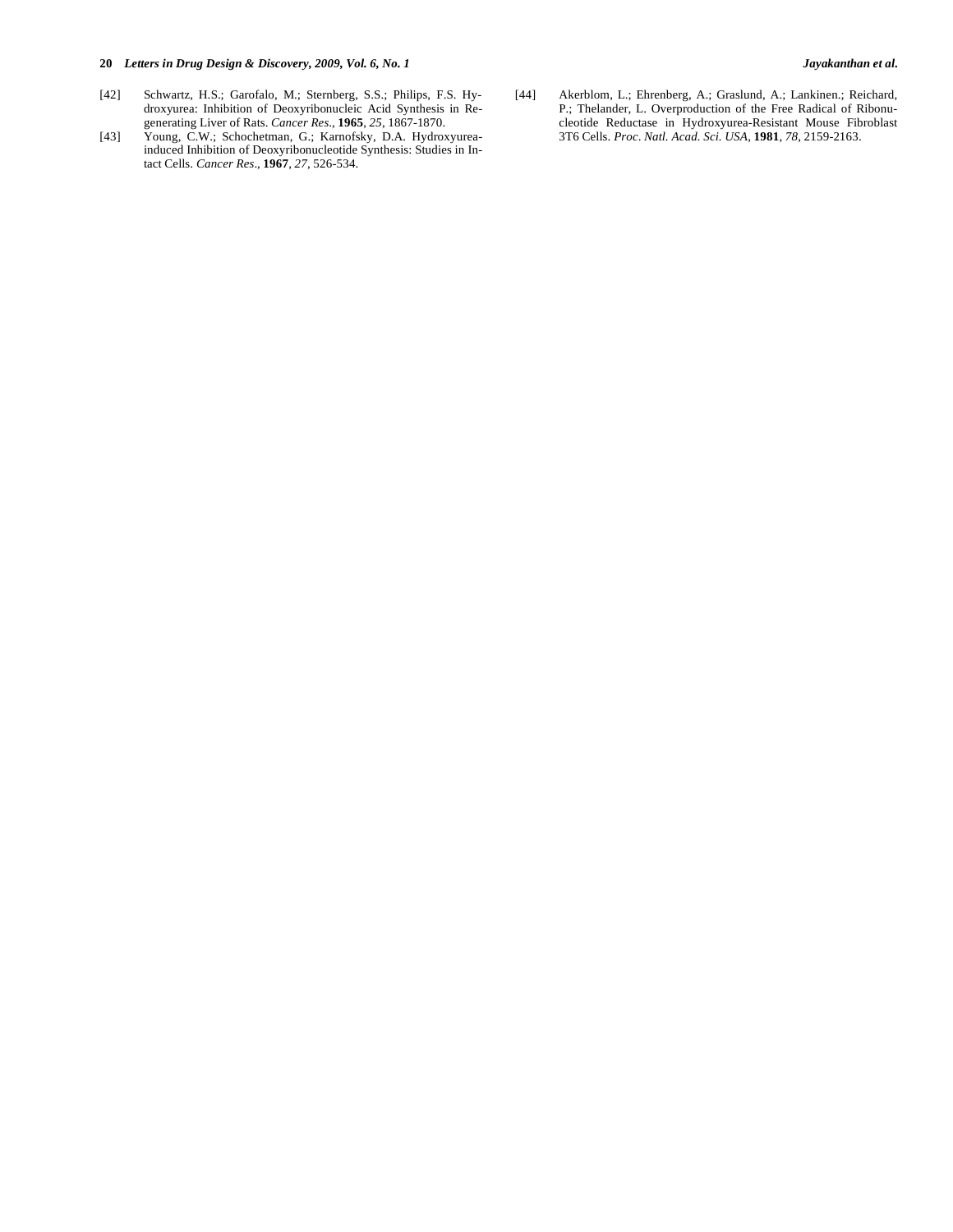[42] Schwartz, H.S.; Garofalo, M.; Sternberg, S.S.; Philips, F.S. Hydroxyurea: Inhibition of Deoxyribonucleic Acid Synthesis in Regenerating Liver of Rats. *Cancer Res*., **1965**, *25*, 1867-1870.

[43] Young, C.W.; Schochetman, G.; Karnofsky, D.A. Hydroxyurea-induced Inhibition of Deoxyribonucleotide Synthesis: Studies in Intact Cells. *Cancer Res*., **1967**, *27*, 526-534.

[44] Akerblom, L.; Ehrenberg, A.; Graslund, A.; Lankinen.; Reichard, P.; Thelander, L. Overproduction of the Free Radical of Ribonucleotide Reductase in Hydroxyurea-Resistant Mouse Fibroblast 3T6 Cells. *Proc. Natl. Acad. Sci. USA*, **1981**, *78*, 2159-2163.